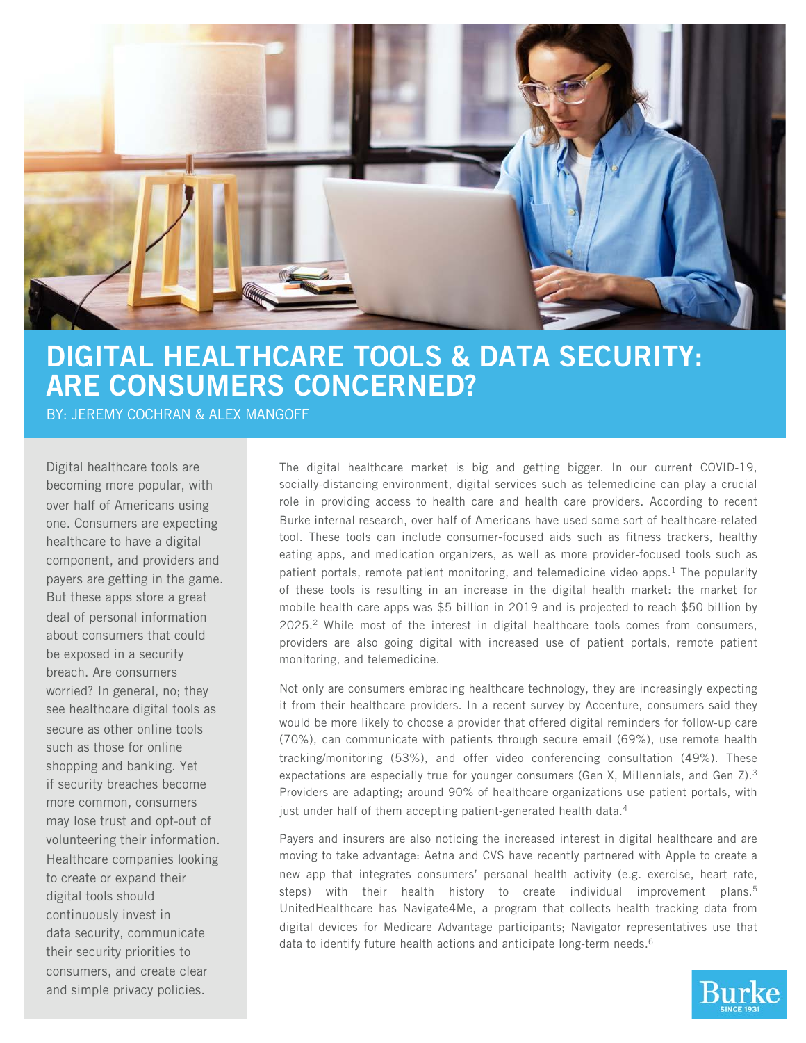# DIGITAL HEALTHCARE TOOLS & DATA SECURITY: ARE CONSUMERS CONCERNED?

BY: JEREMY COCHRAN & ALEX MANGOFF

Digital healthcare tools are becoming more popular, with over half of Americans using one. Consumers are expecting healthcare to have a digital component, and providers and payers are getting in the game. But these apps store a great deal of personal information about consumers that could be exposed in a security breach. Are consumers worried? In general, no; they see healthcare digital tools as secure as other online tools such as those for online shopping and banking. Yet if security breaches become more common, consumers may lose trust and opt-out of volunteering their information. Healthcare companies looking to create or expand their digital tools should continuously invest in data security, communicate their security priorities to consumers, and create clear and simple privacy policies.

The digital healthcare market is big and getting bigger. In our current COVID-19, socially-distancing environment, digital services such as telemedicine can play a crucial role in providing access to health care and health care providers. According to recent Burke internal research, over half of Americans have used some sort of healthcare-related tool. These tools can include consumer-focused aids such as fitness trackers, healthy eating apps, and medication organizers, as well as more provider-focused tools such as patient portals, remote patient monitoring, and telemedicine video apps.[1] The popularity of these tools is resulting in an increase in the digital health market: the market for mobile health care apps was $5 billion in 2019 and is projected to reach $50 billion by 2025.[2] While most of the interest in digital healthcare tools comes from consumers, providers are also going digital with increased use of patient portals, remote patient monitoring, and telemedicine.

Not only are consumers embracing healthcare technology, they are increasingly expecting it from their healthcare providers. In a recent survey by Accenture, consumers said they would be more likely to choose a provider that offered digital reminders for follow-up care (70%), can communicate with patients through secure email (69%), use remote health tracking/monitoring (53%), and offer video conferencing consultation (49%). These expectations are especially true for younger consumers (Gen X, Millennials, and Gen Z).[3] Providers are adapting; around 90% of healthcare organizations use patient portals, with just under half of them accepting patient-generated health data.[4]

Payers and insurers are also noticing the increased interest in digital healthcare and are moving to take advantage: Aetna and CVS have recently partnered with Apple to create a new app that integrates consumers' personal health activity (e.g. exercise, heart rate, steps) with their health history to create individual improvement plans.[5] UnitedHealthcare has Navigate4Me, a program that collects health tracking data from digital devices for Medicare Advantage participants; Navigator representatives use that data to identify future health actions and anticipate long-term needs.[6]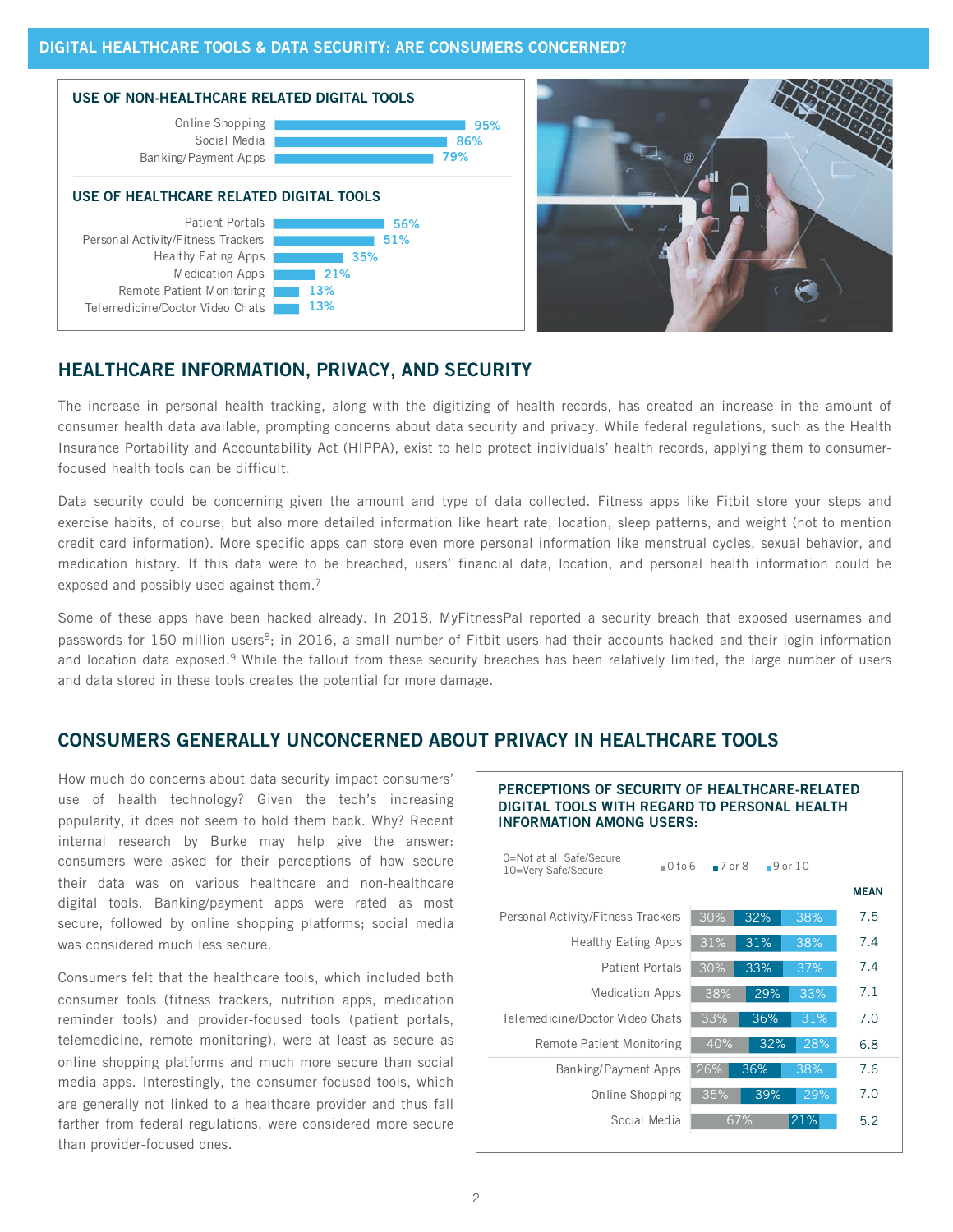## DIGITAL HEALTHCARE TOOLS & DATA SECURITY: ARE CONSUMERS CONCERNED?

### USE OF NON-HEALTHCARE RELATED DIGITAL TOOLS

| Tool | Use |
|---|---|
| Online Shopping | 95% |
| Social Media | 86% |
| Banking/Payment Apps | 79% |

### USE OF HEALTHCARE RELATED DIGITAL TOOLS

| Tool | Use |
|---|---|
| Patient Portals | 56% |
| Personal Activity/Fitness Trackers | 51% |
| Healthy Eating Apps | 35% |
| Medication Apps | 21% |
| Remote Patient Monitoring | 13% |
| Telemedicine/Doctor Video Chats | 13% |

## HEALTHCARE INFORMATION, PRIVACY, AND SECURITY

The increase in personal health tracking, along with the digitizing of health records, has created an increase in the amount of consumer health data available, prompting concerns about data security and privacy. While federal regulations, such as the Health Insurance Portability and Accountability Act (HIPPA), exist to help protect individuals' health records, applying them to consumer-focused health tools can be difficult.

Data security could be concerning given the amount and type of data collected. Fitness apps like Fitbit store your steps and exercise habits, of course, but also more detailed information like heart rate, location, sleep patterns, and weight (not to mention credit card information). More specific apps can store even more personal information like menstrual cycles, sexual behavior, and medication history. If this data were to be breached, users' financial data, location, and personal health information could be exposed and possibly used against them.[7]

Some of these apps have been hacked already. In 2018, MyFitnessPal reported a security breach that exposed usernames and passwords for 150 million users[8]; in 2016, a small number of Fitbit users had their accounts hacked and their login information and location data exposed.[9] While the fallout from these security breaches has been relatively limited, the large number of users and data stored in these tools creates the potential for more damage.

## CONSUMERS GENERALLY UNCONCERNED ABOUT PRIVACY IN HEALTHCARE TOOLS

How much do concerns about data security impact consumers' use of health technology? Given the tech's increasing popularity, it does not seem to hold them back. Why? Recent internal research by Burke may help give the answer: consumers were asked for their perceptions of how secure their data was on various healthcare and non-healthcare digital tools. Banking/payment apps were rated as most secure, followed by online shopping platforms; social media was considered much less secure.

Consumers felt that the healthcare tools, which included both consumer tools (fitness trackers, nutrition apps, medication reminder tools) and provider-focused tools (patient portals, telemedicine, remote monitoring), were at least as secure as online shopping platforms and much more secure than social media apps. Interestingly, the consumer-focused tools, which are generally not linked to a healthcare provider and thus fall farther from federal regulations, were considered more secure than provider-focused ones.

### PERCEPTIONS OF SECURITY OF HEALTHCARE-RELATED DIGITAL TOOLS WITH REGARD TO PERSONAL HEALTH INFORMATION AMONG USERS:

0=Not at all Safe/Secure
10=Very Safe/Secure

| Tool | 0 to 6 | 7 or 8 | 9 or 10 | MEAN |
|---|---|---|---|---|
| Personal Activity/Fitness Trackers | 30% | 32% | 38% | 7.5 |
| Healthy Eating Apps | 31% | 31% | 38% | 7.4 |
| Patient Portals | 30% | 33% | 37% | 7.4 |
| Medication Apps | 38% | 29% | 33% | 7.1 |
| Telemedicine/Doctor Video Chats | 33% | 36% | 31% | 7.0 |
| Remote Patient Monitoring | 40% | 32% | 28% | 6.8 |
| Banking/Payment Apps | 26% | 36% | 38% | 7.6 |
| Online Shopping | 35% | 39% | 29% | 7.0 |
| Social Media | 67% | 21% | | 5.2 |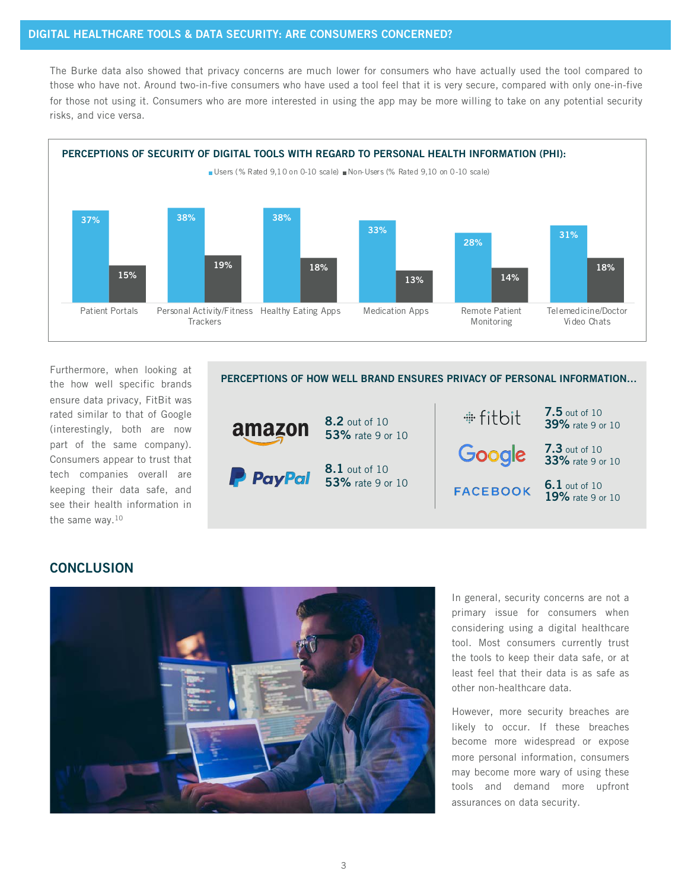## DIGITAL HEALTHCARE TOOLS & DATA SECURITY: ARE CONSUMERS CONCERNED?

The Burke data also showed that privacy concerns are much lower for consumers who have actually used the tool compared to those who have not. Around two-in-five consumers who have used a tool feel that it is very secure, compared with only one-in-five for those not using it. Consumers who are more interested in using the app may be more willing to take on any potential security risks, and vice versa.

### PERCEPTIONS OF SECURITY OF DIGITAL TOOLS WITH REGARD TO PERSONAL HEALTH INFORMATION (PHI):

| Tool | Users (% Rated 9,10 on 0-10 scale) | Non-Users (% Rated 9,10 on 0-10 scale) |
|---|---|---|
| Patient Portals | 37% | 15% |
| Personal Activity/Fitness Trackers | 38% | 19% |
| Healthy Eating Apps | 38% | 18% |
| Medication Apps | 33% | 13% |
| Remote Patient Monitoring | 28% | 14% |
| Telemedicine/Doctor Video Chats | 31% | 18% |

Furthermore, when looking at the how well specific brands ensure data privacy, FitBit was rated similar to that of Google (interestingly, both are now part of the same company). Consumers appear to trust that tech companies overall are keeping their data safe, and see their health information in the same way.[10]

### PERCEPTIONS OF HOW WELL BRAND ENSURES PRIVACY OF PERSONAL INFORMATION...

| Brand | Score | % rate 9 or 10 |
|---|---|---|
| amazon | 8.2 out of 10 | 53% rate 9 or 10 |
| PayPal | 8.1 out of 10 | 53% rate 9 or 10 |
| fitbit | 7.5 out of 10 | 39% rate 9 or 10 |
| Google | 7.3 out of 10 | 33% rate 9 or 10 |
| FACEBOOK | 6.1 out of 10 | 19% rate 9 or 10 |

## CONCLUSION

In general, security concerns are not a primary issue for consumers when considering using a digital healthcare tool. Most consumers currently trust the tools to keep their data safe, or at least feel that their data is as safe as other non-healthcare data.

However, more security breaches are likely to occur. If these breaches become more widespread or expose more personal information, consumers may become more wary of using these tools and demand more upfront assurances on data security.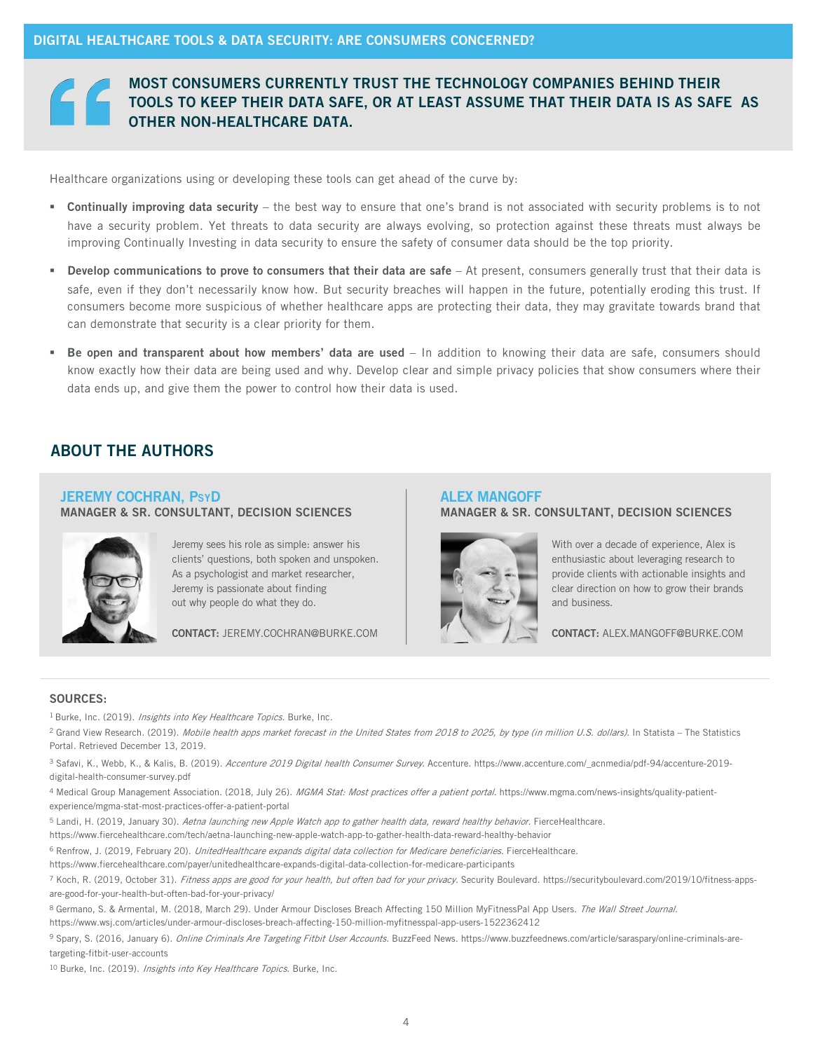## DIGITAL HEALTHCARE TOOLS & DATA SECURITY: ARE CONSUMERS CONCERNED?

> **MOST CONSUMERS CURRENTLY TRUST THE TECHNOLOGY COMPANIES BEHIND THEIR TOOLS TO KEEP THEIR DATA SAFE, OR AT LEAST ASSUME THAT THEIR DATA IS AS SAFE AS OTHER NON-HEALTHCARE DATA.**

Healthcare organizations using or developing these tools can get ahead of the curve by:

- **Continually improving data security** – the best way to ensure that one's brand is not associated with security problems is to not have a security problem. Yet threats to data security are always evolving, so protection against these threats must always be improving Continually Investing in data security to ensure the safety of consumer data should be the top priority.
- **Develop communications to prove to consumers that their data are safe** – At present, consumers generally trust that their data is safe, even if they don't necessarily know how. But security breaches will happen in the future, potentially eroding this trust. If consumers become more suspicious of whether healthcare apps are protecting their data, they may gravitate towards brand that can demonstrate that security is a clear priority for them.
- **Be open and transparent about how members' data are used** – In addition to knowing their data are safe, consumers should know exactly how their data are being used and why. Develop clear and simple privacy policies that show consumers where their data ends up, and give them the power to control how their data is used.

## ABOUT THE AUTHORS

### JEREMY COCHRAN, PsyD
**MANAGER & SR. CONSULTANT, DECISION SCIENCES**

Jeremy sees his role as simple: answer his clients' questions, both spoken and unspoken. As a psychologist and market researcher, Jeremy is passionate about finding out why people do what they do.

**CONTACT:** JEREMY.COCHRAN@BURKE.COM

### ALEX MANGOFF
**MANAGER & SR. CONSULTANT, DECISION SCIENCES**

With over a decade of experience, Alex is enthusiastic about leveraging research to provide clients with actionable insights and clear direction on how to grow their brands and business.

**CONTACT:** ALEX.MANGOFF@BURKE.COM

## SOURCES:

[1] Burke, Inc. (2019). *Insights into Key Healthcare Topics.* Burke, Inc.

[2] Grand View Research. (2019). *Mobile health apps market forecast in the United States from 2018 to 2025, by type (in million U.S. dollars).* In Statista – The Statistics Portal. Retrieved December 13, 2019.

[3] Safavi, K., Webb, K., & Kalis, B. (2019). *Accenture 2019 Digital health Consumer Survey.* Accenture. https://www.accenture.com/_acnmedia/pdf-94/accenture-2019-digital-health-consumer-survey.pdf

[4] Medical Group Management Association. (2018, July 26). *MGMA Stat: Most practices offer a patient portal.* https://www.mgma.com/news-insights/quality-patient-experience/mgma-stat-most-practices-offer-a-patient-portal

[5] Landi, H. (2019, January 30). *Aetna launching new Apple Watch app to gather health data, reward healthy behavior.* FierceHealthcare. https://www.fiercehealthcare.com/tech/aetna-launching-new-apple-watch-app-to-gather-health-data-reward-healthy-behavior

[6] Renfrow, J. (2019, February 20). *UnitedHealthcare expands digital data collection for Medicare beneficiaries.* FierceHealthcare. https://www.fiercehealthcare.com/payer/unitedhealthcare-expands-digital-data-collection-for-medicare-participants

[7] Koch, R. (2019, October 31). *Fitness apps are good for your health, but often bad for your privacy.* Security Boulevard. https://securityboulevard.com/2019/10/fitness-apps-are-good-for-your-health-but-often-bad-for-your-privacy/

[8] Germano, S. & Armental, M. (2018, March 29). Under Armour Discloses Breach Affecting 150 Million MyFitnessPal App Users. *The Wall Street Journal.* https://www.wsj.com/articles/under-armour-discloses-breach-affecting-150-million-myfitnesspal-app-users-1522362412

[9] Spary, S. (2016, January 6). *Online Criminals Are Targeting Fitbit User Accounts.* BuzzFeed News. https://www.buzzfeednews.com/article/saraspary/online-criminals-are-targeting-fitbit-user-accounts

[10] Burke, Inc. (2019). *Insights into Key Healthcare Topics.* Burke, Inc.